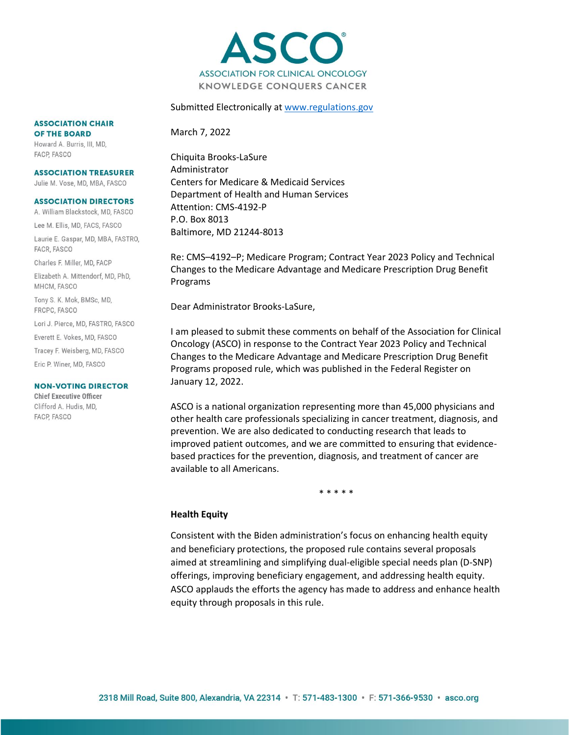ASCO®

ASSOCIATION FOR CLINICAL ONCOLOGY

KNOWLEDGE CONQUERS CANCER

**ASSOCIATION CHAIR OF THE BOARD**
Howard A. Burris, III, MD, FACP, FASCO

**ASSOCIATION TREASURER**
Julie M. Vose, MD, MBA, FASCO

**ASSOCIATION DIRECTORS**
A. William Blackstock, MD, FASCO
Lee M. Ellis, MD, FACS, FASCO
Laurie E. Gaspar, MD, MBA, FASTRO, FACR, FASCO
Charles F. Miller, MD, FACP
Elizabeth A. Mittendorf, MD, PhD, MHCM, FASCO
Tony S. K. Mok, BMSc, MD, FRCPC, FASCO
Lori J. Pierce, MD, FASTRO, FASCO
Everett E. Vokes, MD, FASCO
Tracey F. Weisberg, MD, FASCO
Eric P. Winer, MD, FASCO

**NON-VOTING DIRECTOR**
**Chief Executive Officer**
Clifford A. Hudis, MD, FACP, FASCO

Submitted Electronically at [www.regulations.gov](www.regulations.gov)

March 7, 2022

Chiquita Brooks-LaSure
Administrator
Centers for Medicare & Medicaid Services
Department of Health and Human Services
Attention: CMS-4192-P
P.O. Box 8013
Baltimore, MD 21244-8013

Re: CMS–4192–P; Medicare Program; Contract Year 2023 Policy and Technical Changes to the Medicare Advantage and Medicare Prescription Drug Benefit Programs

Dear Administrator Brooks-LaSure,

I am pleased to submit these comments on behalf of the Association for Clinical Oncology (ASCO) in response to the Contract Year 2023 Policy and Technical Changes to the Medicare Advantage and Medicare Prescription Drug Benefit Programs proposed rule, which was published in the Federal Register on January 12, 2022.

ASCO is a national organization representing more than 45,000 physicians and other health care professionals specializing in cancer treatment, diagnosis, and prevention. We are also dedicated to conducting research that leads to improved patient outcomes, and we are committed to ensuring that evidence-based practices for the prevention, diagnosis, and treatment of cancer are available to all Americans.

\* \* \* \* \*

**Health Equity**

Consistent with the Biden administration's focus on enhancing health equity and beneficiary protections, the proposed rule contains several proposals aimed at streamlining and simplifying dual-eligible special needs plan (D-SNP) offerings, improving beneficiary engagement, and addressing health equity. ASCO applauds the efforts the agency has made to address and enhance health equity through proposals in this rule.

2318 Mill Road, Suite 800, Alexandria, VA 22314 • T: 571-483-1300 • F: 571-366-9530 • asco.org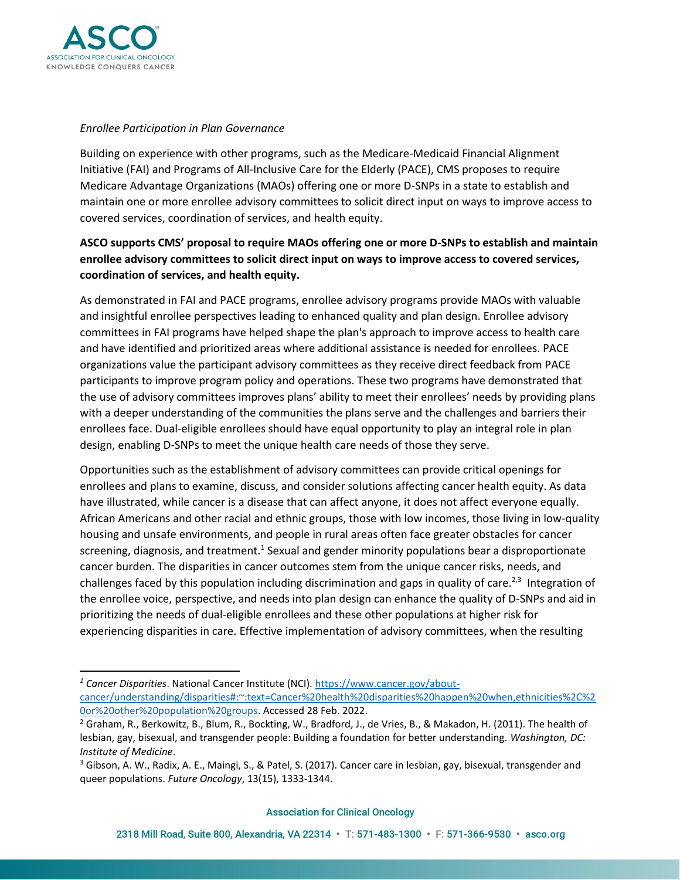*Enrollee Participation in Plan Governance*

Building on experience with other programs, such as the Medicare-Medicaid Financial Alignment Initiative (FAI) and Programs of All-Inclusive Care for the Elderly (PACE), CMS proposes to require Medicare Advantage Organizations (MAOs) offering one or more D-SNPs in a state to establish and maintain one or more enrollee advisory committees to solicit direct input on ways to improve access to covered services, coordination of services, and health equity.

**ASCO supports CMS' proposal to require MAOs offering one or more D-SNPs to establish and maintain enrollee advisory committees to solicit direct input on ways to improve access to covered services, coordination of services, and health equity.**

As demonstrated in FAI and PACE programs, enrollee advisory programs provide MAOs with valuable and insightful enrollee perspectives leading to enhanced quality and plan design. Enrollee advisory committees in FAI programs have helped shape the plan's approach to improve access to health care and have identified and prioritized areas where additional assistance is needed for enrollees. PACE organizations value the participant advisory committees as they receive direct feedback from PACE participants to improve program policy and operations. These two programs have demonstrated that the use of advisory committees improves plans' ability to meet their enrollees' needs by providing plans with a deeper understanding of the communities the plans serve and the challenges and barriers their enrollees face. Dual-eligible enrollees should have equal opportunity to play an integral role in plan design, enabling D-SNPs to meet the unique health care needs of those they serve.

Opportunities such as the establishment of advisory committees can provide critical openings for enrollees and plans to examine, discuss, and consider solutions affecting cancer health equity. As data have illustrated, while cancer is a disease that can affect anyone, it does not affect everyone equally. African Americans and other racial and ethnic groups, those with low incomes, those living in low-quality housing and unsafe environments, and people in rural areas often face greater obstacles for cancer screening, diagnosis, and treatment.[1] Sexual and gender minority populations bear a disproportionate cancer burden. The disparities in cancer outcomes stem from the unique cancer risks, needs, and challenges faced by this population including discrimination and gaps in quality of care.[2,3] Integration of the enrollee voice, perspective, and needs into plan design can enhance the quality of D-SNPs and aid in prioritizing the needs of dual-eligible enrollees and these other populations at higher risk for experiencing disparities in care. Effective implementation of advisory committees, when the resulting

---

[1] *Cancer Disparities*. National Cancer Institute (NCI). https://www.cancer.gov/about-cancer/understanding/disparities#:~:text=Cancer%20health%20disparities%20happen%20when,ethnicities%2C%20or%20other%20population%20groups. Accessed 28 Feb. 2022.

[2] Graham, R., Berkowitz, B., Blum, R., Bockting, W., Bradford, J., de Vries, B., & Makadon, H. (2011). The health of lesbian, gay, bisexual, and transgender people: Building a foundation for better understanding. *Washington, DC: Institute of Medicine*.

[3] Gibson, A. W., Radix, A. E., Maingi, S., & Patel, S. (2017). Cancer care in lesbian, gay, bisexual, transgender and queer populations. *Future Oncology*, 13(15), 1333-1344.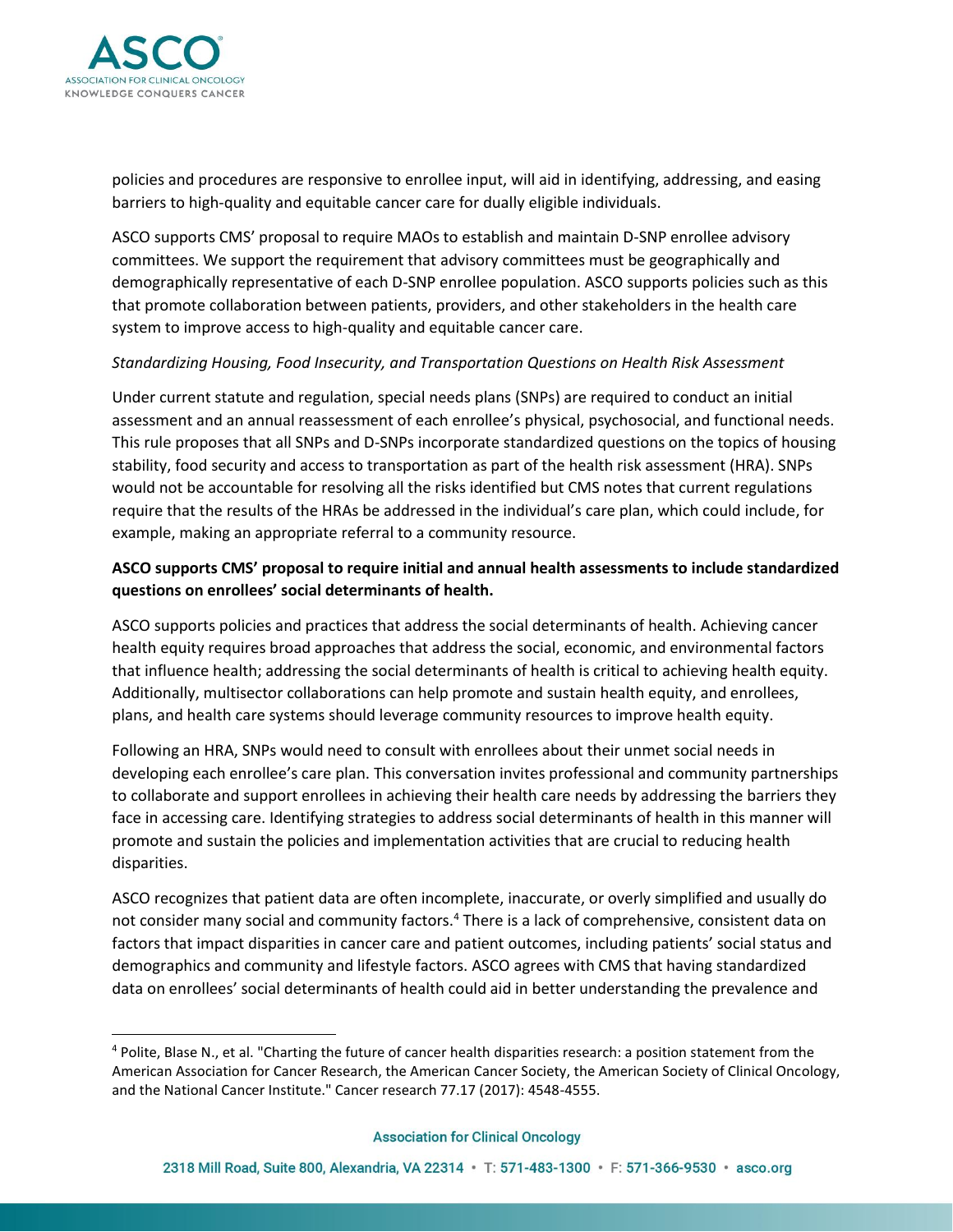policies and procedures are responsive to enrollee input, will aid in identifying, addressing, and easing barriers to high-quality and equitable cancer care for dually eligible individuals.

ASCO supports CMS' proposal to require MAOs to establish and maintain D-SNP enrollee advisory committees. We support the requirement that advisory committees must be geographically and demographically representative of each D-SNP enrollee population. ASCO supports policies such as this that promote collaboration between patients, providers, and other stakeholders in the health care system to improve access to high-quality and equitable cancer care.

*Standardizing Housing, Food Insecurity, and Transportation Questions on Health Risk Assessment*

Under current statute and regulation, special needs plans (SNPs) are required to conduct an initial assessment and an annual reassessment of each enrollee's physical, psychosocial, and functional needs. This rule proposes that all SNPs and D-SNPs incorporate standardized questions on the topics of housing stability, food security and access to transportation as part of the health risk assessment (HRA). SNPs would not be accountable for resolving all the risks identified but CMS notes that current regulations require that the results of the HRAs be addressed in the individual's care plan, which could include, for example, making an appropriate referral to a community resource.

**ASCO supports CMS' proposal to require initial and annual health assessments to include standardized questions on enrollees' social determinants of health.**

ASCO supports policies and practices that address the social determinants of health. Achieving cancer health equity requires broad approaches that address the social, economic, and environmental factors that influence health; addressing the social determinants of health is critical to achieving health equity. Additionally, multisector collaborations can help promote and sustain health equity, and enrollees, plans, and health care systems should leverage community resources to improve health equity.

Following an HRA, SNPs would need to consult with enrollees about their unmet social needs in developing each enrollee's care plan. This conversation invites professional and community partnerships to collaborate and support enrollees in achieving their health care needs by addressing the barriers they face in accessing care. Identifying strategies to address social determinants of health in this manner will promote and sustain the policies and implementation activities that are crucial to reducing health disparities.

ASCO recognizes that patient data are often incomplete, inaccurate, or overly simplified and usually do not consider many social and community factors.[4] There is a lack of comprehensive, consistent data on factors that impact disparities in cancer care and patient outcomes, including patients' social status and demographics and community and lifestyle factors. ASCO agrees with CMS that having standardized data on enrollees' social determinants of health could aid in better understanding the prevalence and

---

[4] Polite, Blase N., et al. "Charting the future of cancer health disparities research: a position statement from the American Association for Cancer Research, the American Cancer Society, the American Society of Clinical Oncology, and the National Cancer Institute." Cancer research 77.17 (2017): 4548-4555.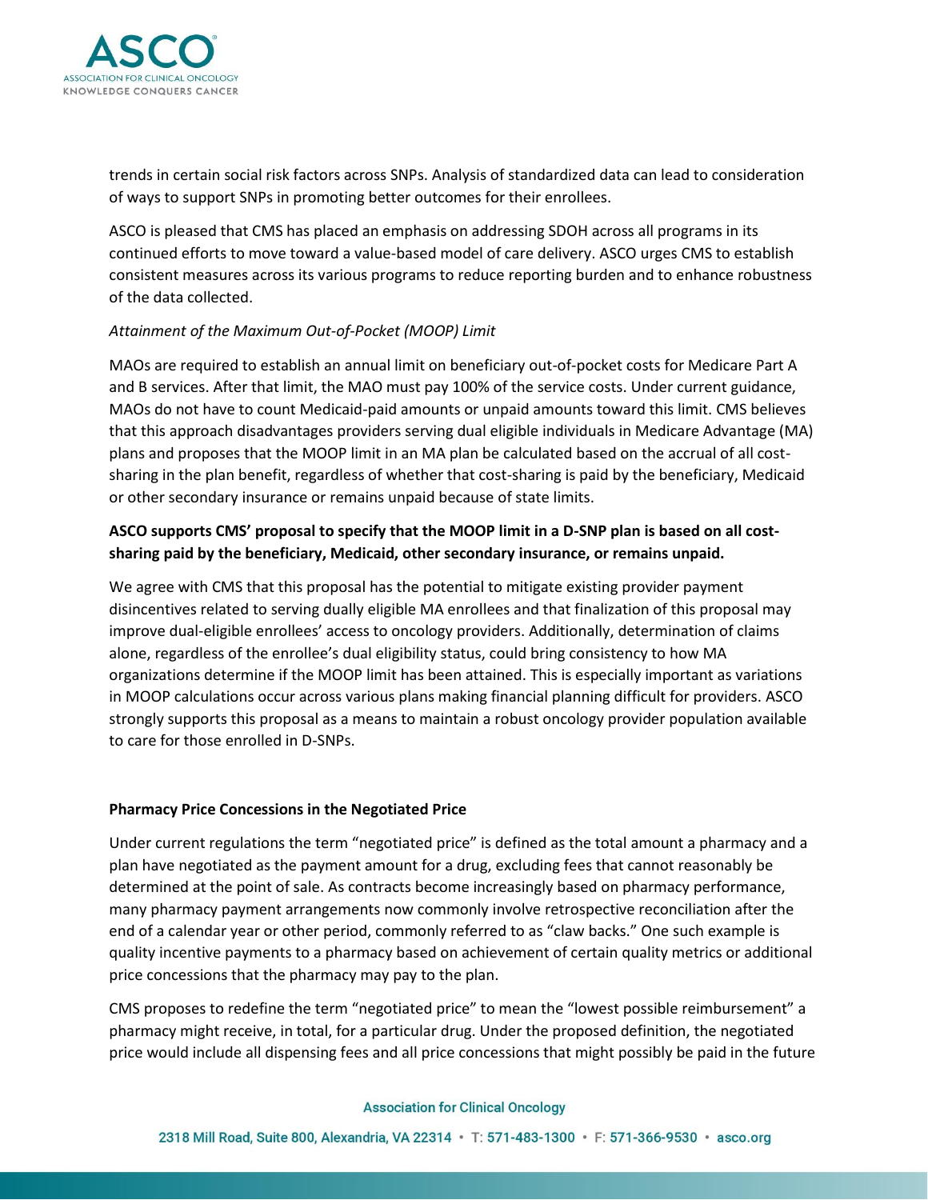trends in certain social risk factors across SNPs. Analysis of standardized data can lead to consideration of ways to support SNPs in promoting better outcomes for their enrollees.

ASCO is pleased that CMS has placed an emphasis on addressing SDOH across all programs in its continued efforts to move toward a value-based model of care delivery. ASCO urges CMS to establish consistent measures across its various programs to reduce reporting burden and to enhance robustness of the data collected.

*Attainment of the Maximum Out-of-Pocket (MOOP) Limit*

MAOs are required to establish an annual limit on beneficiary out-of-pocket costs for Medicare Part A and B services. After that limit, the MAO must pay 100% of the service costs. Under current guidance, MAOs do not have to count Medicaid-paid amounts or unpaid amounts toward this limit. CMS believes that this approach disadvantages providers serving dual eligible individuals in Medicare Advantage (MA) plans and proposes that the MOOP limit in an MA plan be calculated based on the accrual of all cost-sharing in the plan benefit, regardless of whether that cost-sharing is paid by the beneficiary, Medicaid or other secondary insurance or remains unpaid because of state limits.

**ASCO supports CMS' proposal to specify that the MOOP limit in a D-SNP plan is based on all cost-sharing paid by the beneficiary, Medicaid, other secondary insurance, or remains unpaid.**

We agree with CMS that this proposal has the potential to mitigate existing provider payment disincentives related to serving dually eligible MA enrollees and that finalization of this proposal may improve dual-eligible enrollees' access to oncology providers. Additionally, determination of claims alone, regardless of the enrollee's dual eligibility status, could bring consistency to how MA organizations determine if the MOOP limit has been attained. This is especially important as variations in MOOP calculations occur across various plans making financial planning difficult for providers. ASCO strongly supports this proposal as a means to maintain a robust oncology provider population available to care for those enrolled in D-SNPs.

**Pharmacy Price Concessions in the Negotiated Price**

Under current regulations the term "negotiated price" is defined as the total amount a pharmacy and a plan have negotiated as the payment amount for a drug, excluding fees that cannot reasonably be determined at the point of sale. As contracts become increasingly based on pharmacy performance, many pharmacy payment arrangements now commonly involve retrospective reconciliation after the end of a calendar year or other period, commonly referred to as "claw backs." One such example is quality incentive payments to a pharmacy based on achievement of certain quality metrics or additional price concessions that the pharmacy may pay to the plan.

CMS proposes to redefine the term "negotiated price" to mean the "lowest possible reimbursement" a pharmacy might receive, in total, for a particular drug. Under the proposed definition, the negotiated price would include all dispensing fees and all price concessions that might possibly be paid in the future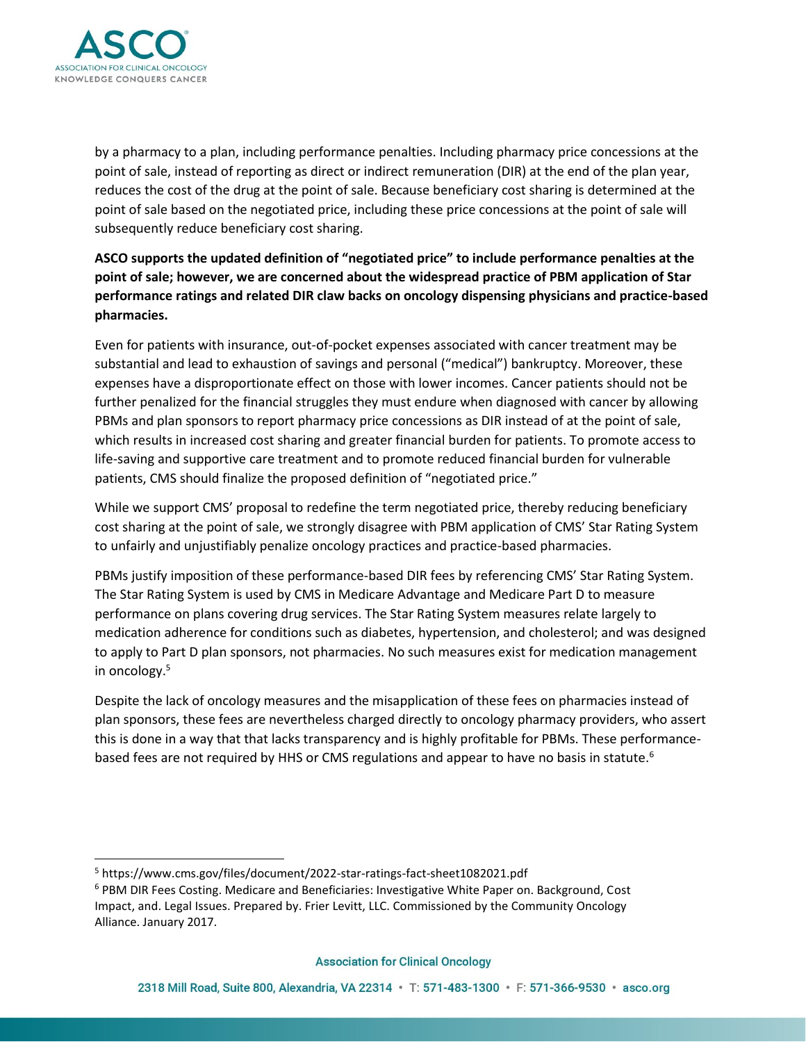by a pharmacy to a plan, including performance penalties. Including pharmacy price concessions at the point of sale, instead of reporting as direct or indirect remuneration (DIR) at the end of the plan year, reduces the cost of the drug at the point of sale. Because beneficiary cost sharing is determined at the point of sale based on the negotiated price, including these price concessions at the point of sale will subsequently reduce beneficiary cost sharing.

**ASCO supports the updated definition of "negotiated price" to include performance penalties at the point of sale; however, we are concerned about the widespread practice of PBM application of Star performance ratings and related DIR claw backs on oncology dispensing physicians and practice-based pharmacies.**

Even for patients with insurance, out-of-pocket expenses associated with cancer treatment may be substantial and lead to exhaustion of savings and personal ("medical") bankruptcy. Moreover, these expenses have a disproportionate effect on those with lower incomes. Cancer patients should not be further penalized for the financial struggles they must endure when diagnosed with cancer by allowing PBMs and plan sponsors to report pharmacy price concessions as DIR instead of at the point of sale, which results in increased cost sharing and greater financial burden for patients. To promote access to life-saving and supportive care treatment and to promote reduced financial burden for vulnerable patients, CMS should finalize the proposed definition of "negotiated price."

While we support CMS' proposal to redefine the term negotiated price, thereby reducing beneficiary cost sharing at the point of sale, we strongly disagree with PBM application of CMS' Star Rating System to unfairly and unjustifiably penalize oncology practices and practice-based pharmacies.

PBMs justify imposition of these performance-based DIR fees by referencing CMS' Star Rating System. The Star Rating System is used by CMS in Medicare Advantage and Medicare Part D to measure performance on plans covering drug services. The Star Rating System measures relate largely to medication adherence for conditions such as diabetes, hypertension, and cholesterol; and was designed to apply to Part D plan sponsors, not pharmacies. No such measures exist for medication management in oncology.[5]

Despite the lack of oncology measures and the misapplication of these fees on pharmacies instead of plan sponsors, these fees are nevertheless charged directly to oncology pharmacy providers, who assert this is done in a way that that lacks transparency and is highly profitable for PBMs. These performance-based fees are not required by HHS or CMS regulations and appear to have no basis in statute.[6]

---

[5] https://www.cms.gov/files/document/2022-star-ratings-fact-sheet1082021.pdf

[6] PBM DIR Fees Costing. Medicare and Beneficiaries: Investigative White Paper on. Background, Cost Impact, and. Legal Issues. Prepared by. Frier Levitt, LLC. Commissioned by the Community Oncology Alliance. January 2017.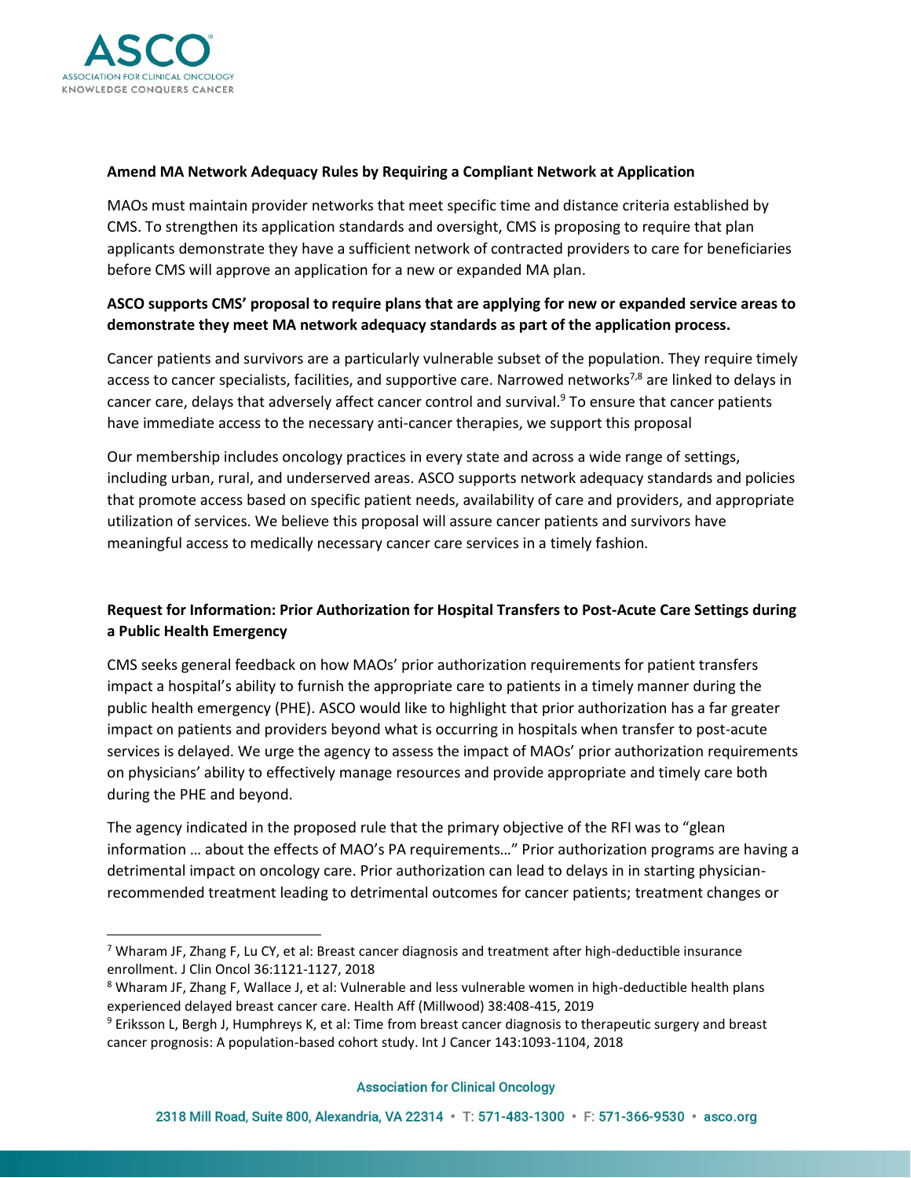**Amend MA Network Adequacy Rules by Requiring a Compliant Network at Application**

MAOs must maintain provider networks that meet specific time and distance criteria established by CMS. To strengthen its application standards and oversight, CMS is proposing to require that plan applicants demonstrate they have a sufficient network of contracted providers to care for beneficiaries before CMS will approve an application for a new or expanded MA plan.

**ASCO supports CMS' proposal to require plans that are applying for new or expanded service areas to demonstrate they meet MA network adequacy standards as part of the application process.**

Cancer patients and survivors are a particularly vulnerable subset of the population. They require timely access to cancer specialists, facilities, and supportive care. Narrowed networks[7,8] are linked to delays in cancer care, delays that adversely affect cancer control and survival.[9] To ensure that cancer patients have immediate access to the necessary anti-cancer therapies, we support this proposal

Our membership includes oncology practices in every state and across a wide range of settings, including urban, rural, and underserved areas. ASCO supports network adequacy standards and policies that promote access based on specific patient needs, availability of care and providers, and appropriate utilization of services. We believe this proposal will assure cancer patients and survivors have meaningful access to medically necessary cancer care services in a timely fashion.

**Request for Information: Prior Authorization for Hospital Transfers to Post-Acute Care Settings during a Public Health Emergency**

CMS seeks general feedback on how MAOs' prior authorization requirements for patient transfers impact a hospital's ability to furnish the appropriate care to patients in a timely manner during the public health emergency (PHE). ASCO would like to highlight that prior authorization has a far greater impact on patients and providers beyond what is occurring in hospitals when transfer to post-acute services is delayed. We urge the agency to assess the impact of MAOs' prior authorization requirements on physicians' ability to effectively manage resources and provide appropriate and timely care both during the PHE and beyond.

The agency indicated in the proposed rule that the primary objective of the RFI was to "glean information … about the effects of MAO's PA requirements…" Prior authorization programs are having a detrimental impact on oncology care. Prior authorization can lead to delays in in starting physician-recommended treatment leading to detrimental outcomes for cancer patients; treatment changes or

[7] Wharam JF, Zhang F, Lu CY, et al: Breast cancer diagnosis and treatment after high-deductible insurance enrollment. J Clin Oncol 36:1121-1127, 2018

[8] Wharam JF, Zhang F, Wallace J, et al: Vulnerable and less vulnerable women in high-deductible health plans experienced delayed breast cancer care. Health Aff (Millwood) 38:408-415, 2019

[9] Eriksson L, Bergh J, Humphreys K, et al: Time from breast cancer diagnosis to therapeutic surgery and breast cancer prognosis: A population-based cohort study. Int J Cancer 143:1093-1104, 2018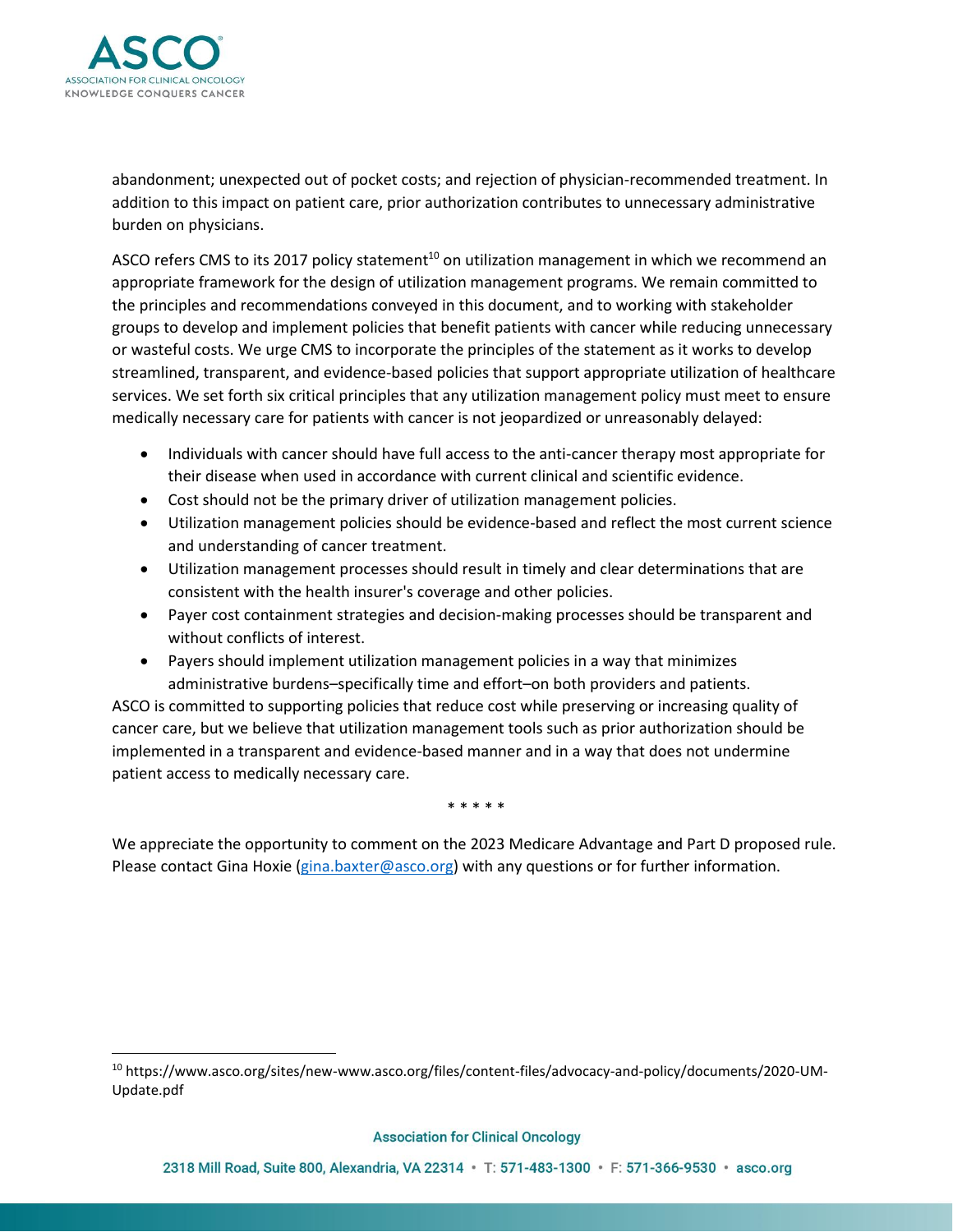abandonment; unexpected out of pocket costs; and rejection of physician-recommended treatment. In addition to this impact on patient care, prior authorization contributes to unnecessary administrative burden on physicians.

ASCO refers CMS to its 2017 policy statement[10] on utilization management in which we recommend an appropriate framework for the design of utilization management programs. We remain committed to the principles and recommendations conveyed in this document, and to working with stakeholder groups to develop and implement policies that benefit patients with cancer while reducing unnecessary or wasteful costs. We urge CMS to incorporate the principles of the statement as it works to develop streamlined, transparent, and evidence-based policies that support appropriate utilization of healthcare services. We set forth six critical principles that any utilization management policy must meet to ensure medically necessary care for patients with cancer is not jeopardized or unreasonably delayed:

- Individuals with cancer should have full access to the anti-cancer therapy most appropriate for their disease when used in accordance with current clinical and scientific evidence.
- Cost should not be the primary driver of utilization management policies.
- Utilization management policies should be evidence-based and reflect the most current science and understanding of cancer treatment.
- Utilization management processes should result in timely and clear determinations that are consistent with the health insurer's coverage and other policies.
- Payer cost containment strategies and decision-making processes should be transparent and without conflicts of interest.
- Payers should implement utilization management policies in a way that minimizes administrative burdens–specifically time and effort–on both providers and patients.

ASCO is committed to supporting policies that reduce cost while preserving or increasing quality of cancer care, but we believe that utilization management tools such as prior authorization should be implemented in a transparent and evidence-based manner and in a way that does not undermine patient access to medically necessary care.

\* \* \* \* \*

We appreciate the opportunity to comment on the 2023 Medicare Advantage and Part D proposed rule. Please contact Gina Hoxie (gina.baxter@asco.org) with any questions or for further information.

---

[10] https://www.asco.org/sites/new-www.asco.org/files/content-files/advocacy-and-policy/documents/2020-UM-Update.pdf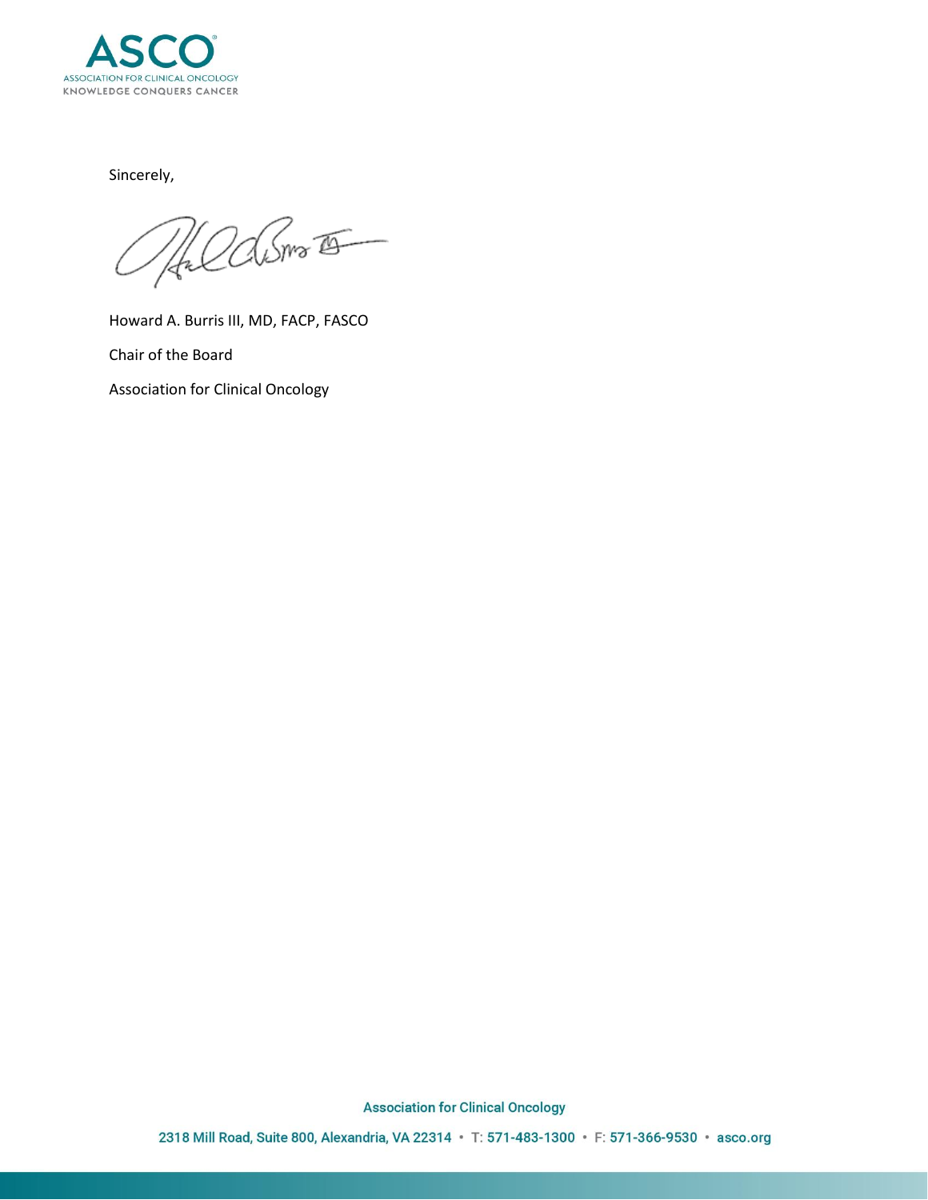Sincerely,

Howard A. Burris III, MD, FACP, FASCO

Chair of the Board

Association for Clinical Oncology